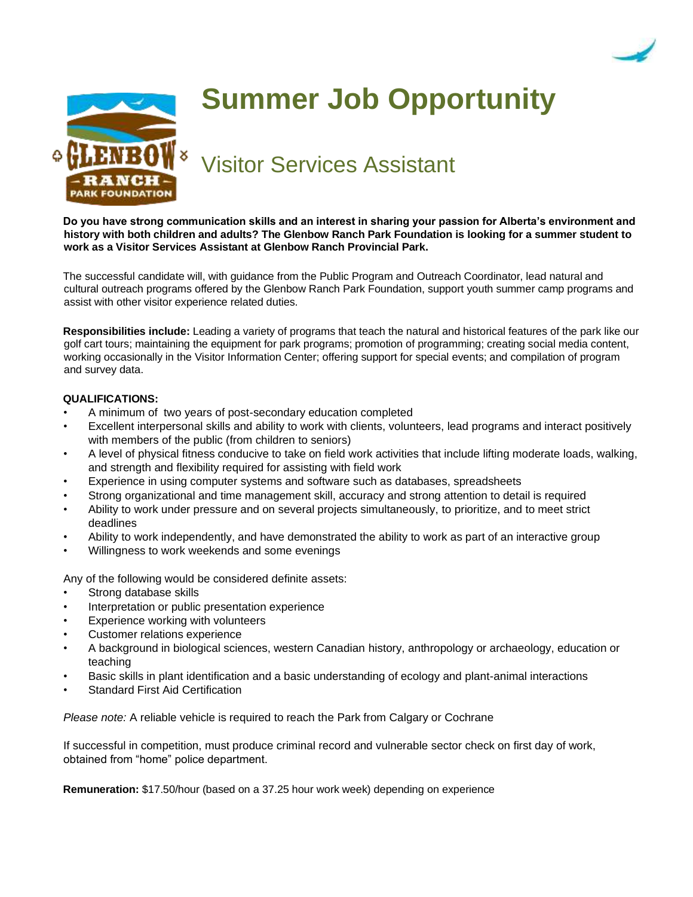# Summer Job Opportunity

## Visitor Services Assistant

**Do you have strong communication skills and an interest in sharing your passion for Alberta's environment and history with both children and adults? The Glenbow Ranch Park Foundation is looking for a summer student to work as a Visitor Services Assistant at Glenbow Ranch Provincial Park.**

The successful candidate will, with guidance from the Public Program and Outreach Coordinator, lead natural and cultural outreach programs offered by the Glenbow Ranch Park Foundation, support youth summer camp programs and assist with other visitor experience related duties.

**Responsibilities include:** Leading a variety of programs that teach the natural and historical features of the park like our golf cart tours; maintaining the equipment for park programs; promotion of programming; creating social media content, working occasionally in the Visitor Information Center; offering support for special events; and compilation of program and survey data.

**QUALIFICATIONS:**

- A minimum of two years of post-secondary education completed
- Excellent interpersonal skills and ability to work with clients, volunteers, lead programs and interact positively with members of the public (from children to seniors)
- A level of physical fitness conducive to take on field work activities that include lifting moderate loads, walking, and strength and flexibility required for assisting with field work
- Experience in using computer systems and software such as databases, spreadsheets
- Strong organizational and time management skill, accuracy and strong attention to detail is required
- Ability to work under pressure and on several projects simultaneously, to prioritize, and to meet strict deadlines
- Ability to work independently, and have demonstrated the ability to work as part of an interactive group
- Willingness to work weekends and some evenings

Any of the following would be considered definite assets:

- Strong database skills
- Interpretation or public presentation experience
- Experience working with volunteers
- Customer relations experience
- A background in biological sciences, western Canadian history, anthropology or archaeology, education or teaching
- Basic skills in plant identification and a basic understanding of ecology and plant-animal interactions
- Standard First Aid Certification

*Please note:* A reliable vehicle is required to reach the Park from Calgary or Cochrane

If successful in competition, must produce criminal record and vulnerable sector check on first day of work, obtained from "home" police department.

**Remuneration:** $17.50/hour (based on a 37.25 hour work week) depending on experience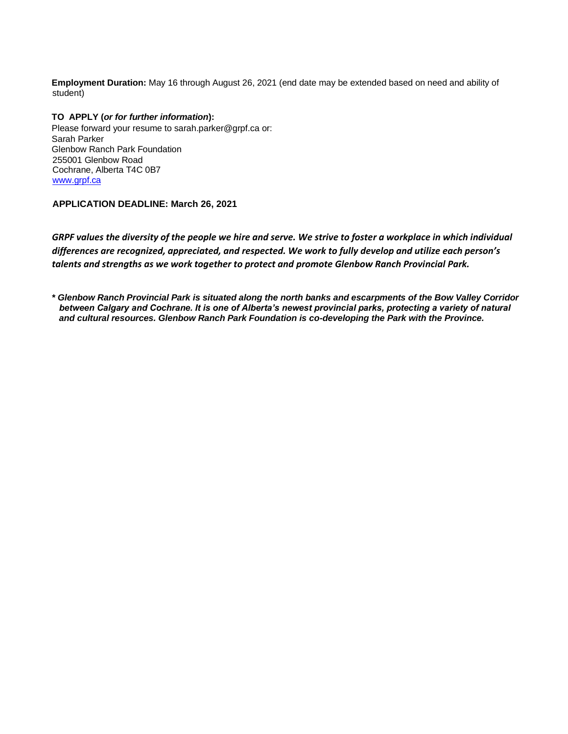**Employment Duration:** May 16 through August 26, 2021 (end date may be extended based on need and ability of student)

**TO APPLY (*or for further information*):**
Please forward your resume to sarah.parker@grpf.ca or:
Sarah Parker
Glenbow Ranch Park Foundation
255001 Glenbow Road
Cochrane, Alberta T4C 0B7
www.grpf.ca

**APPLICATION DEADLINE: March 26, 2021**

***GRPF values the diversity of the people we hire and serve. We strive to foster a workplace in which individual differences are recognized, appreciated, and respected. We work to fully develop and utilize each person's talents and strengths as we work together to protect and promote Glenbow Ranch Provincial Park.***

***\* Glenbow Ranch Provincial Park is situated along the north banks and escarpments of the Bow Valley Corridor between Calgary and Cochrane. It is one of Alberta's newest provincial parks, protecting a variety of natural and cultural resources. Glenbow Ranch Park Foundation is co-developing the Park with the Province.***